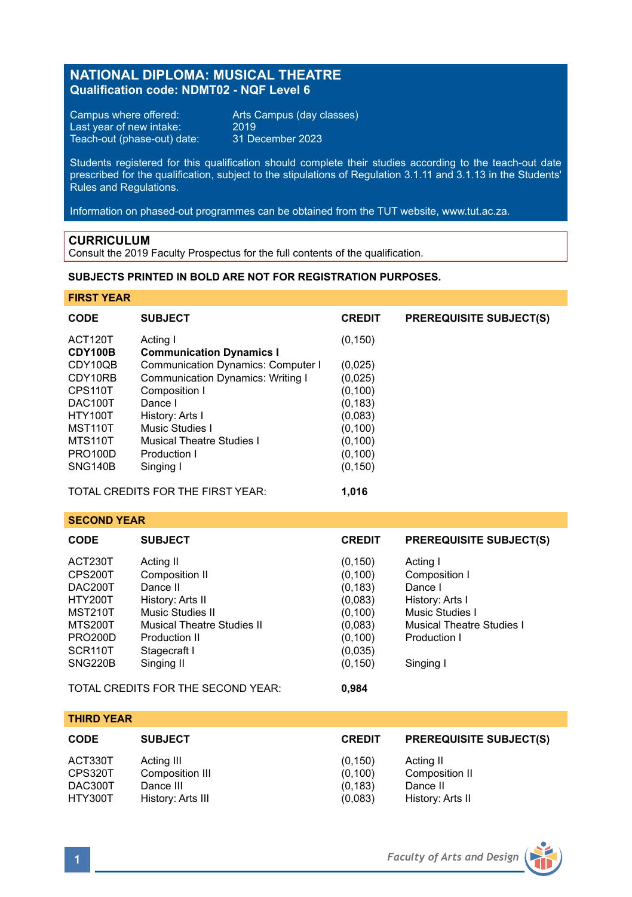# NATIONAL DIPLOMA: MUSICAL THEATRE
**Qualification code: NDMT02 - NQF Level 6**

| | |
|---|---|
| Campus where offered: | Arts Campus (day classes) |
| Last year of new intake: | 2019 |
| Teach-out (phase-out) date: | 31 December 2023 |

Students registered for this qualification should complete their studies according to the teach-out date prescribed for the qualification, subject to the stipulations of Regulation 3.1.11 and 3.1.13 in the Students' Rules and Regulations.

Information on phased-out programmes can be obtained from the TUT website, www.tut.ac.za.

## CURRICULUM

Consult the 2019 Faculty Prospectus for the full contents of the qualification.

**SUBJECTS PRINTED IN BOLD ARE NOT FOR REGISTRATION PURPOSES.**

### FIRST YEAR

| CODE | SUBJECT | CREDIT | PREREQUISITE SUBJECT(S) |
|---|---|---|---|
| ACT120T | Acting I | (0,150) | |
| **CDY100B** | **Communication Dynamics I** | | |
| CDY10QB | Communication Dynamics: Computer I | (0,025) | |
| CDY10RB | Communication Dynamics: Writing I | (0,025) | |
| CPS110T | Composition I | (0,100) | |
| DAC100T | Dance I | (0,183) | |
| HTY100T | History: Arts I | (0,083) | |
| MST110T | Music Studies I | (0,100) | |
| MTS110T | Musical Theatre Studies I | (0,100) | |
| PRO100D | Production I | (0,100) | |
| SNG140B | Singing I | (0,150) | |
| | TOTAL CREDITS FOR THE FIRST YEAR: | **1,016** | |

### SECOND YEAR

| CODE | SUBJECT | CREDIT | PREREQUISITE SUBJECT(S) |
|---|---|---|---|
| ACT230T | Acting II | (0,150) | Acting I |
| CPS200T | Composition II | (0,100) | Composition I |
| DAC200T | Dance II | (0,183) | Dance I |
| HTY200T | History: Arts II | (0,083) | History: Arts I |
| MST210T | Music Studies II | (0,100) | Music Studies I |
| MTS200T | Musical Theatre Studies II | (0,083) | Musical Theatre Studies I |
| PRO200D | Production II | (0,100) | Production I |
| SCR110T | Stagecraft I | (0,035) | |
| SNG220B | Singing II | (0,150) | Singing I |
| | TOTAL CREDITS FOR THE SECOND YEAR: | **0,984** | |

### THIRD YEAR

| CODE | SUBJECT | CREDIT | PREREQUISITE SUBJECT(S) |
|---|---|---|---|
| ACT330T | Acting III | (0,150) | Acting II |
| CPS320T | Composition III | (0,100) | Composition II |
| DAC300T | Dance III | (0,183) | Dance II |
| HTY300T | History: Arts III | (0,083) | History: Arts II |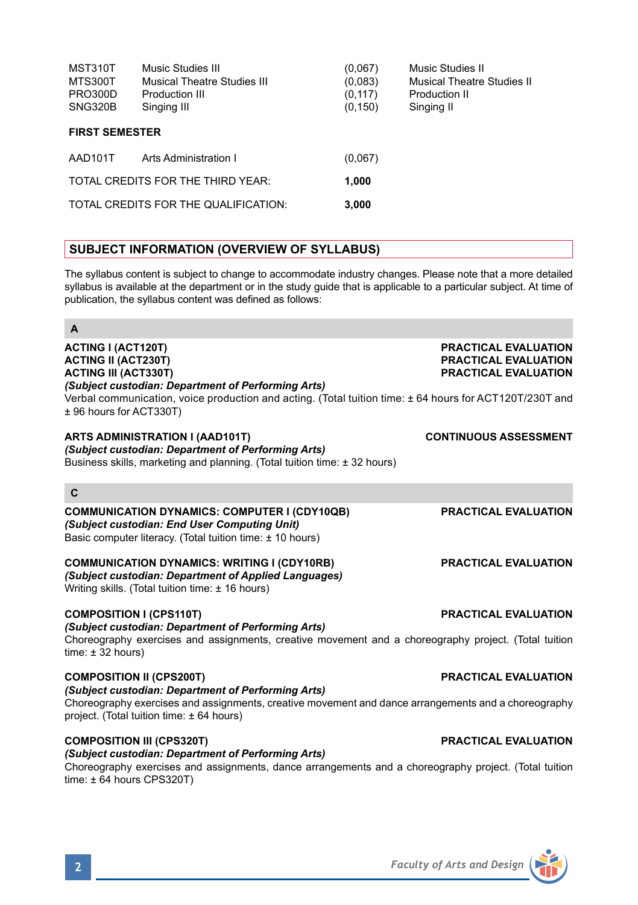| | | | |
|---|---|---|---|
| MST310T | Music Studies III | (0,067) | Music Studies II |
| MTS300T | Musical Theatre Studies III | (0,083) | Musical Theatre Studies II |
| PRO300D | Production III | (0,117) | Production II |
| SNG320B | Singing III | (0,150) | Singing II |

**FIRST SEMESTER**

| | | |
|---|---|---|
| AAD101T | Arts Administration I | (0,067) |

TOTAL CREDITS FOR THE THIRD YEAR: **1,000**

TOTAL CREDITS FOR THE QUALIFICATION: **3,000**

## SUBJECT INFORMATION (OVERVIEW OF SYLLABUS)

The syllabus content is subject to change to accommodate industry changes. Please note that a more detailed syllabus is available at the department or in the study guide that is applicable to a particular subject. At time of publication, the syllabus content was defined as follows:

### A

**ACTING I (ACT120T)** — **PRACTICAL EVALUATION**
**ACTING II (ACT230T)** — **PRACTICAL EVALUATION**
**ACTING III (ACT330T)** — **PRACTICAL EVALUATION**
***(Subject custodian: Department of Performing Arts)***
Verbal communication, voice production and acting. (Total tuition time: ± 64 hours for ACT120T/230T and ± 96 hours for ACT330T)

**ARTS ADMINISTRATION I (AAD101T)** — **CONTINUOUS ASSESSMENT**
***(Subject custodian: Department of Performing Arts)***
Business skills, marketing and planning. (Total tuition time: ± 32 hours)

### C

**COMMUNICATION DYNAMICS: COMPUTER I (CDY10QB)** — **PRACTICAL EVALUATION**
***(Subject custodian: End User Computing Unit)***
Basic computer literacy. (Total tuition time: ± 10 hours)

**COMMUNICATION DYNAMICS: WRITING I (CDY10RB)** — **PRACTICAL EVALUATION**
***(Subject custodian: Department of Applied Languages)***
Writing skills. (Total tuition time: ± 16 hours)

**COMPOSITION I (CPS110T)** — **PRACTICAL EVALUATION**
***(Subject custodian: Department of Performing Arts)***
Choreography exercises and assignments, creative movement and a choreography project. (Total tuition time: ± 32 hours)

**COMPOSITION II (CPS200T)** — **PRACTICAL EVALUATION**
***(Subject custodian: Department of Performing Arts)***
Choreography exercises and assignments, creative movement and dance arrangements and a choreography project. (Total tuition time: ± 64 hours)

**COMPOSITION III (CPS320T)** — **PRACTICAL EVALUATION**
***(Subject custodian: Department of Performing Arts)***
Choreography exercises and assignments, dance arrangements and a choreography project. (Total tuition time: ± 64 hours CPS320T)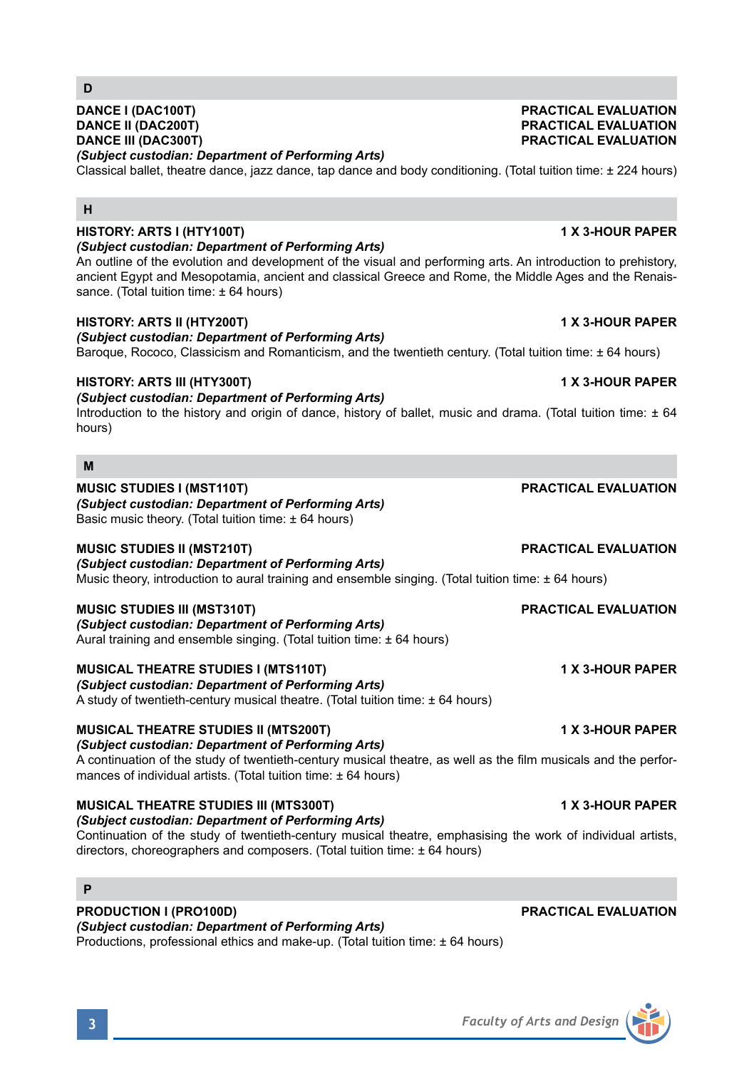## D

**DANCE I (DAC100T)** **PRACTICAL EVALUATION**
**DANCE II (DAC200T)** **PRACTICAL EVALUATION**
**DANCE III (DAC300T)** **PRACTICAL EVALUATION**
***(Subject custodian: Department of Performing Arts)***
Classical ballet, theatre dance, jazz dance, tap dance and body conditioning. (Total tuition time: ± 224 hours)

## H

**HISTORY: ARTS I (HTY100T)** **1 X 3-HOUR PAPER**
***(Subject custodian: Department of Performing Arts)***
An outline of the evolution and development of the visual and performing arts. An introduction to prehistory, ancient Egypt and Mesopotamia, ancient and classical Greece and Rome, the Middle Ages and the Renaissance. (Total tuition time: ± 64 hours)

**HISTORY: ARTS II (HTY200T)** **1 X 3-HOUR PAPER**
***(Subject custodian: Department of Performing Arts)***
Baroque, Rococo, Classicism and Romanticism, and the twentieth century. (Total tuition time: ± 64 hours)

**HISTORY: ARTS III (HTY300T)** **1 X 3-HOUR PAPER**
***(Subject custodian: Department of Performing Arts)***
Introduction to the history and origin of dance, history of ballet, music and drama. (Total tuition time: ± 64 hours)

## M

**MUSIC STUDIES I (MST110T)** **PRACTICAL EVALUATION**
***(Subject custodian: Department of Performing Arts)***
Basic music theory. (Total tuition time: ± 64 hours)

**MUSIC STUDIES II (MST210T)** **PRACTICAL EVALUATION**
***(Subject custodian: Department of Performing Arts)***
Music theory, introduction to aural training and ensemble singing. (Total tuition time: ± 64 hours)

**MUSIC STUDIES III (MST310T)** **PRACTICAL EVALUATION**
***(Subject custodian: Department of Performing Arts)***
Aural training and ensemble singing. (Total tuition time: ± 64 hours)

**MUSICAL THEATRE STUDIES I (MTS110T)** **1 X 3-HOUR PAPER**
***(Subject custodian: Department of Performing Arts)***
A study of twentieth-century musical theatre. (Total tuition time: ± 64 hours)

**MUSICAL THEATRE STUDIES II (MTS200T)** **1 X 3-HOUR PAPER**
***(Subject custodian: Department of Performing Arts)***
A continuation of the study of twentieth-century musical theatre, as well as the film musicals and the performances of individual artists. (Total tuition time: ± 64 hours)

**MUSICAL THEATRE STUDIES III (MTS300T)** **1 X 3-HOUR PAPER**
***(Subject custodian: Department of Performing Arts)***
Continuation of the study of twentieth-century musical theatre, emphasising the work of individual artists, directors, choreographers and composers. (Total tuition time: ± 64 hours)

## P

**PRODUCTION I (PRO100D)** **PRACTICAL EVALUATION**
***(Subject custodian: Department of Performing Arts)***
Productions, professional ethics and make-up. (Total tuition time: ± 64 hours)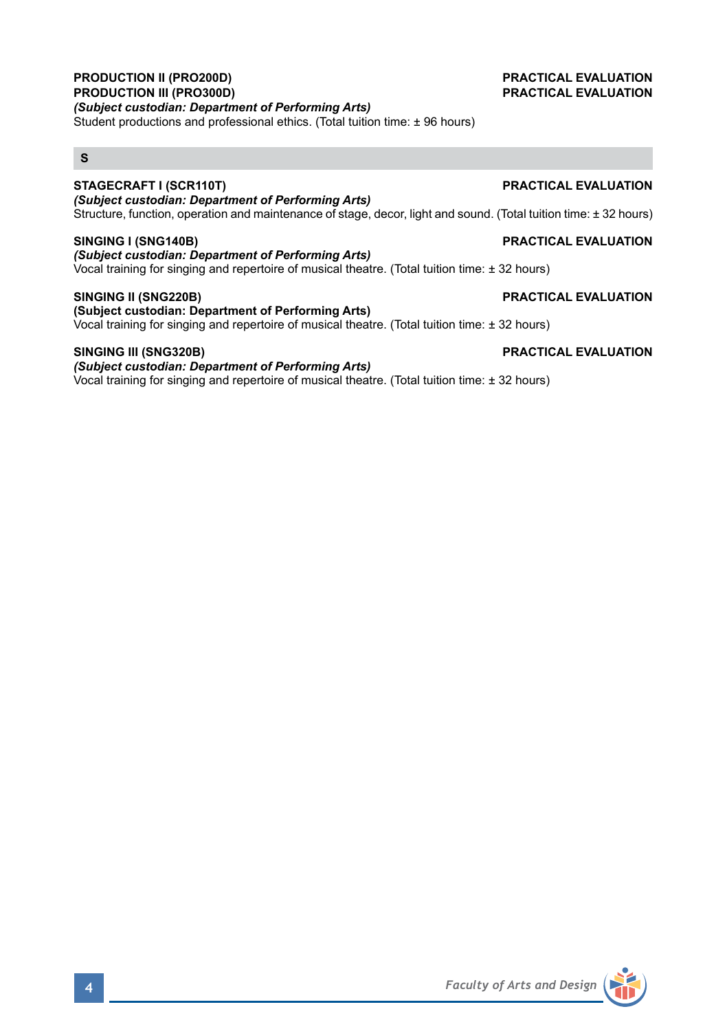**PRODUCTION II (PRO200D)** **PRACTICAL EVALUATION**
**PRODUCTION III (PRO300D)** **PRACTICAL EVALUATION**
***(Subject custodian: Department of Performing Arts)***
Student productions and professional ethics. (Total tuition time: ± 96 hours)

## S

**STAGECRAFT I (SCR110T)** **PRACTICAL EVALUATION**
***(Subject custodian: Department of Performing Arts)***
Structure, function, operation and maintenance of stage, decor, light and sound. (Total tuition time: ± 32 hours)

**SINGING I (SNG140B)** **PRACTICAL EVALUATION**
***(Subject custodian: Department of Performing Arts)***
Vocal training for singing and repertoire of musical theatre. (Total tuition time: ± 32 hours)

**SINGING II (SNG220B)** **PRACTICAL EVALUATION**
**(Subject custodian: Department of Performing Arts)**
Vocal training for singing and repertoire of musical theatre. (Total tuition time: ± 32 hours)

**SINGING III (SNG320B)** **PRACTICAL EVALUATION**
***(Subject custodian: Department of Performing Arts)***
Vocal training for singing and repertoire of musical theatre. (Total tuition time: ± 32 hours)